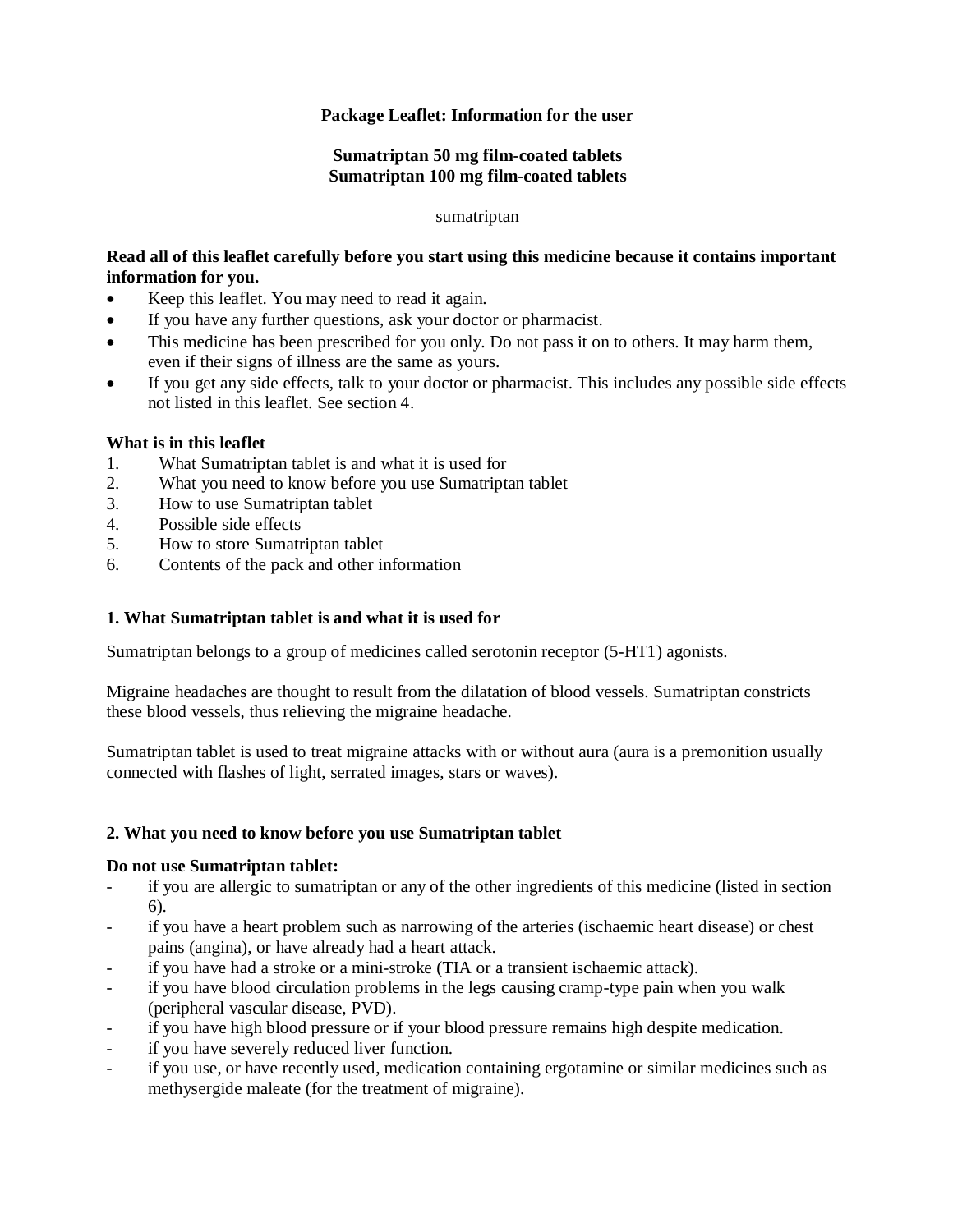**Package Leaflet: Information for the user**

**Sumatriptan 50 mg film-coated tablets**
**Sumatriptan 100 mg film-coated tablets**

sumatriptan

**Read all of this leaflet carefully before you start using this medicine because it contains important information for you.**

- Keep this leaflet. You may need to read it again.
- If you have any further questions, ask your doctor or pharmacist.
- This medicine has been prescribed for you only. Do not pass it on to others. It may harm them, even if their signs of illness are the same as yours.
- If you get any side effects, talk to your doctor or pharmacist. This includes any possible side effects not listed in this leaflet. See section 4.

**What is in this leaflet**

1. What Sumatriptan tablet is and what it is used for
2. What you need to know before you use Sumatriptan tablet
3. How to use Sumatriptan tablet
4. Possible side effects
5. How to store Sumatriptan tablet
6. Contents of the pack and other information

## 1. What Sumatriptan tablet is and what it is used for

Sumatriptan belongs to a group of medicines called serotonin receptor (5-HT1) agonists.

Migraine headaches are thought to result from the dilatation of blood vessels. Sumatriptan constricts these blood vessels, thus relieving the migraine headache.

Sumatriptan tablet is used to treat migraine attacks with or without aura (aura is a premonition usually connected with flashes of light, serrated images, stars or waves).

## 2. What you need to know before you use Sumatriptan tablet

**Do not use Sumatriptan tablet:**

- if you are allergic to sumatriptan or any of the other ingredients of this medicine (listed in section 6).
- if you have a heart problem such as narrowing of the arteries (ischaemic heart disease) or chest pains (angina), or have already had a heart attack.
- if you have had a stroke or a mini-stroke (TIA or a transient ischaemic attack).
- if you have blood circulation problems in the legs causing cramp-type pain when you walk (peripheral vascular disease, PVD).
- if you have high blood pressure or if your blood pressure remains high despite medication.
- if you have severely reduced liver function.
- if you use, or have recently used, medication containing ergotamine or similar medicines such as methysergide maleate (for the treatment of migraine).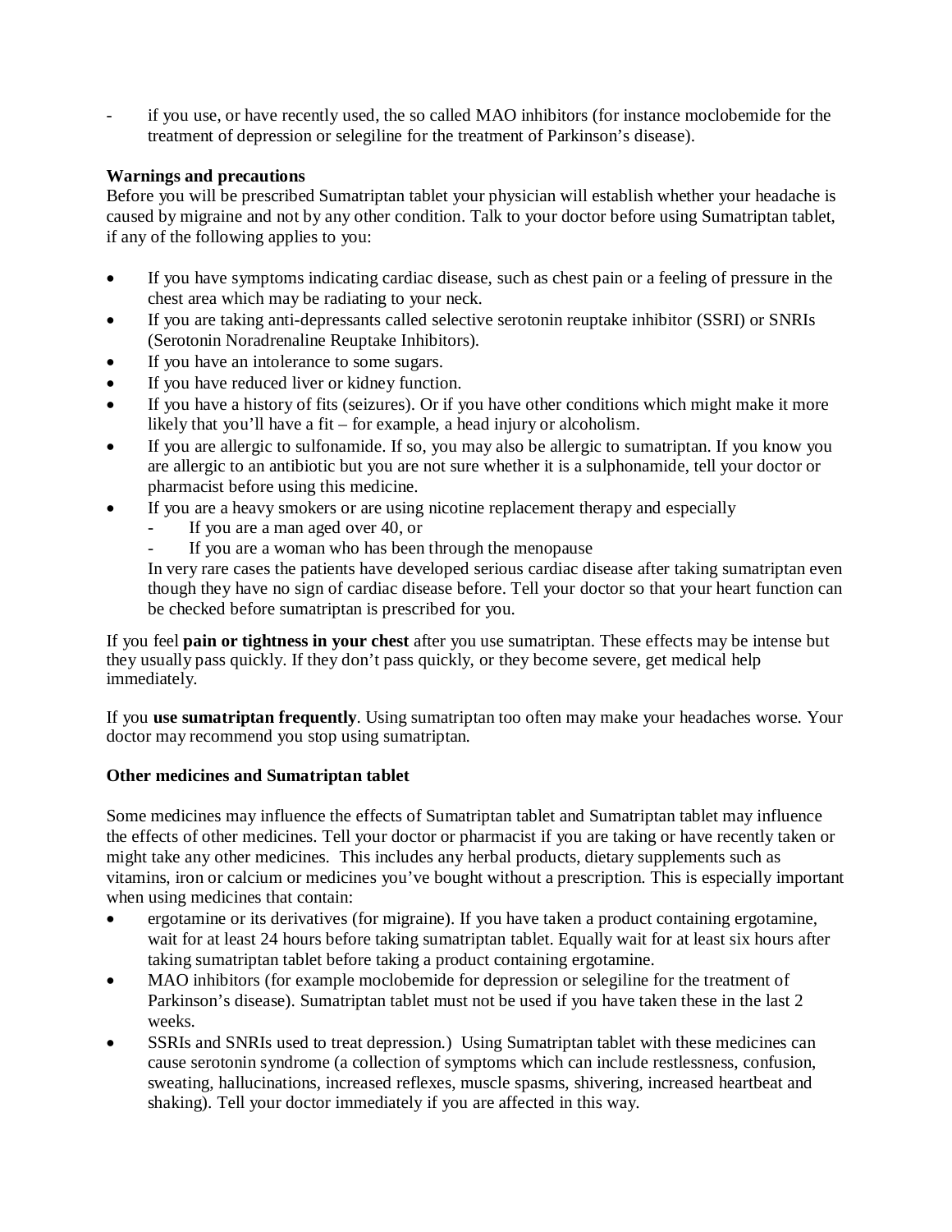- if you use, or have recently used, the so called MAO inhibitors (for instance moclobemide for the treatment of depression or selegiline for the treatment of Parkinson's disease).

**Warnings and precautions**

Before you will be prescribed Sumatriptan tablet your physician will establish whether your headache is caused by migraine and not by any other condition. Talk to your doctor before using Sumatriptan tablet, if any of the following applies to you:

- If you have symptoms indicating cardiac disease, such as chest pain or a feeling of pressure in the chest area which may be radiating to your neck.
- If you are taking anti-depressants called selective serotonin reuptake inhibitor (SSRI) or SNRIs (Serotonin Noradrenaline Reuptake Inhibitors).
- If you have an intolerance to some sugars.
- If you have reduced liver or kidney function.
- If you have a history of fits (seizures). Or if you have other conditions which might make it more likely that you'll have a fit – for example, a head injury or alcoholism.
- If you are allergic to sulfonamide. If so, you may also be allergic to sumatriptan. If you know you are allergic to an antibiotic but you are not sure whether it is a sulphonamide, tell your doctor or pharmacist before using this medicine.
- If you are a heavy smokers or are using nicotine replacement therapy and especially
  - If you are a man aged over 40, or
  - If you are a woman who has been through the menopause

  In very rare cases the patients have developed serious cardiac disease after taking sumatriptan even though they have no sign of cardiac disease before. Tell your doctor so that your heart function can be checked before sumatriptan is prescribed for you.

If you feel **pain or tightness in your chest** after you use sumatriptan. These effects may be intense but they usually pass quickly. If they don't pass quickly, or they become severe, get medical help immediately.

If you **use sumatriptan frequently**. Using sumatriptan too often may make your headaches worse. Your doctor may recommend you stop using sumatriptan.

**Other medicines and Sumatriptan tablet**

Some medicines may influence the effects of Sumatriptan tablet and Sumatriptan tablet may influence the effects of other medicines. Tell your doctor or pharmacist if you are taking or have recently taken or might take any other medicines. This includes any herbal products, dietary supplements such as vitamins, iron or calcium or medicines you've bought without a prescription. This is especially important when using medicines that contain:

- ergotamine or its derivatives (for migraine). If you have taken a product containing ergotamine, wait for at least 24 hours before taking sumatriptan tablet. Equally wait for at least six hours after taking sumatriptan tablet before taking a product containing ergotamine.
- MAO inhibitors (for example moclobemide for depression or selegiline for the treatment of Parkinson's disease). Sumatriptan tablet must not be used if you have taken these in the last 2 weeks.
- SSRIs and SNRIs used to treat depression.) Using Sumatriptan tablet with these medicines can cause serotonin syndrome (a collection of symptoms which can include restlessness, confusion, sweating, hallucinations, increased reflexes, muscle spasms, shivering, increased heartbeat and shaking). Tell your doctor immediately if you are affected in this way.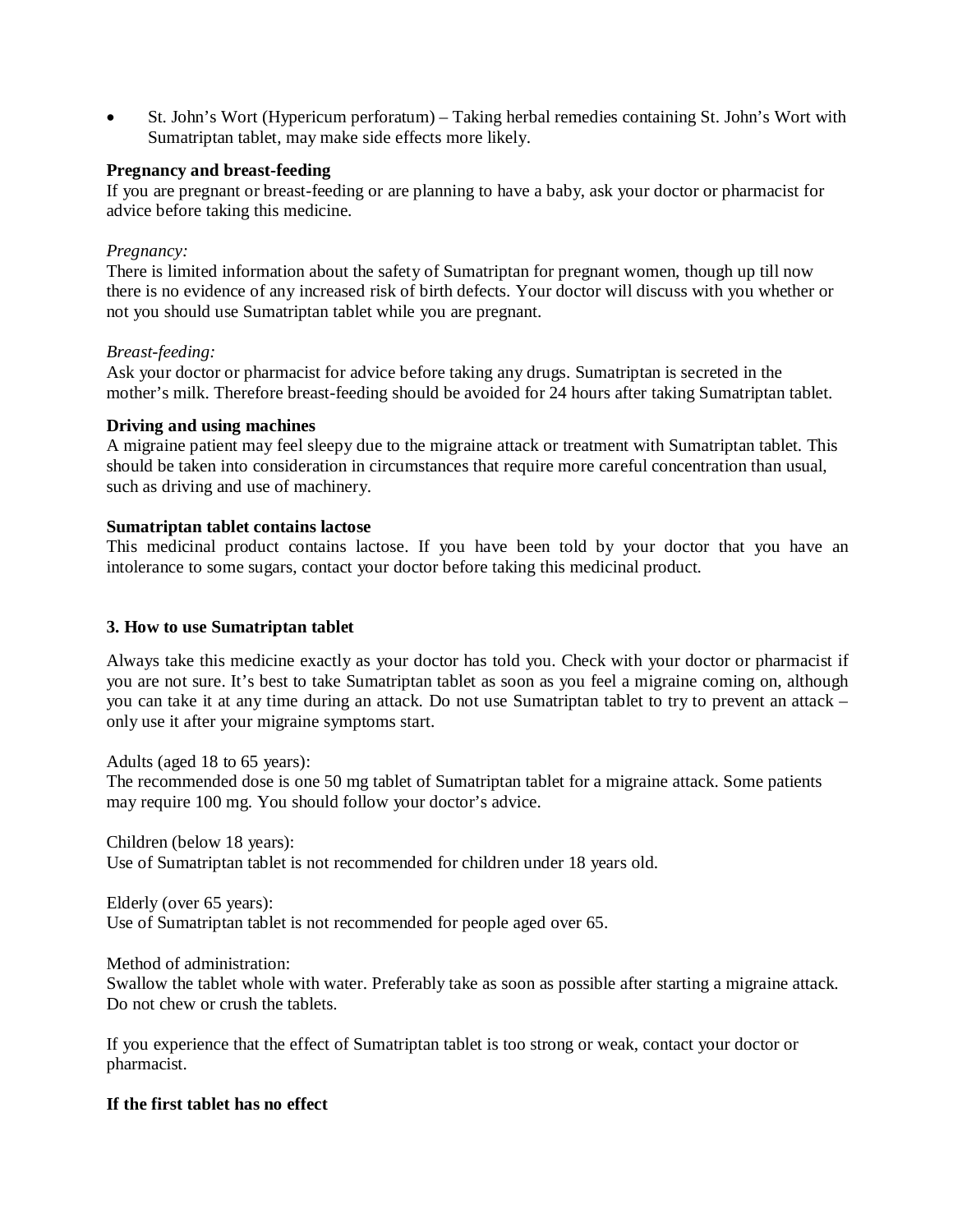- St. John's Wort (Hypericum perforatum) – Taking herbal remedies containing St. John's Wort with Sumatriptan tablet, may make side effects more likely.

**Pregnancy and breast-feeding**
If you are pregnant or breast-feeding or are planning to have a baby, ask your doctor or pharmacist for advice before taking this medicine.

*Pregnancy:*
There is limited information about the safety of Sumatriptan for pregnant women, though up till now there is no evidence of any increased risk of birth defects. Your doctor will discuss with you whether or not you should use Sumatriptan tablet while you are pregnant.

*Breast-feeding:*
Ask your doctor or pharmacist for advice before taking any drugs. Sumatriptan is secreted in the mother's milk. Therefore breast-feeding should be avoided for 24 hours after taking Sumatriptan tablet.

**Driving and using machines**
A migraine patient may feel sleepy due to the migraine attack or treatment with Sumatriptan tablet. This should be taken into consideration in circumstances that require more careful concentration than usual, such as driving and use of machinery.

**Sumatriptan tablet contains lactose**
This medicinal product contains lactose. If you have been told by your doctor that you have an intolerance to some sugars, contact your doctor before taking this medicinal product.

## 3. How to use Sumatriptan tablet

Always take this medicine exactly as your doctor has told you. Check with your doctor or pharmacist if you are not sure. It's best to take Sumatriptan tablet as soon as you feel a migraine coming on, although you can take it at any time during an attack. Do not use Sumatriptan tablet to try to prevent an attack – only use it after your migraine symptoms start.

Adults (aged 18 to 65 years):
The recommended dose is one 50 mg tablet of Sumatriptan tablet for a migraine attack. Some patients may require 100 mg. You should follow your doctor's advice.

Children (below 18 years):
Use of Sumatriptan tablet is not recommended for children under 18 years old.

Elderly (over 65 years):
Use of Sumatriptan tablet is not recommended for people aged over 65.

Method of administration:
Swallow the tablet whole with water. Preferably take as soon as possible after starting a migraine attack. Do not chew or crush the tablets.

If you experience that the effect of Sumatriptan tablet is too strong or weak, contact your doctor or pharmacist.

**If the first tablet has no effect**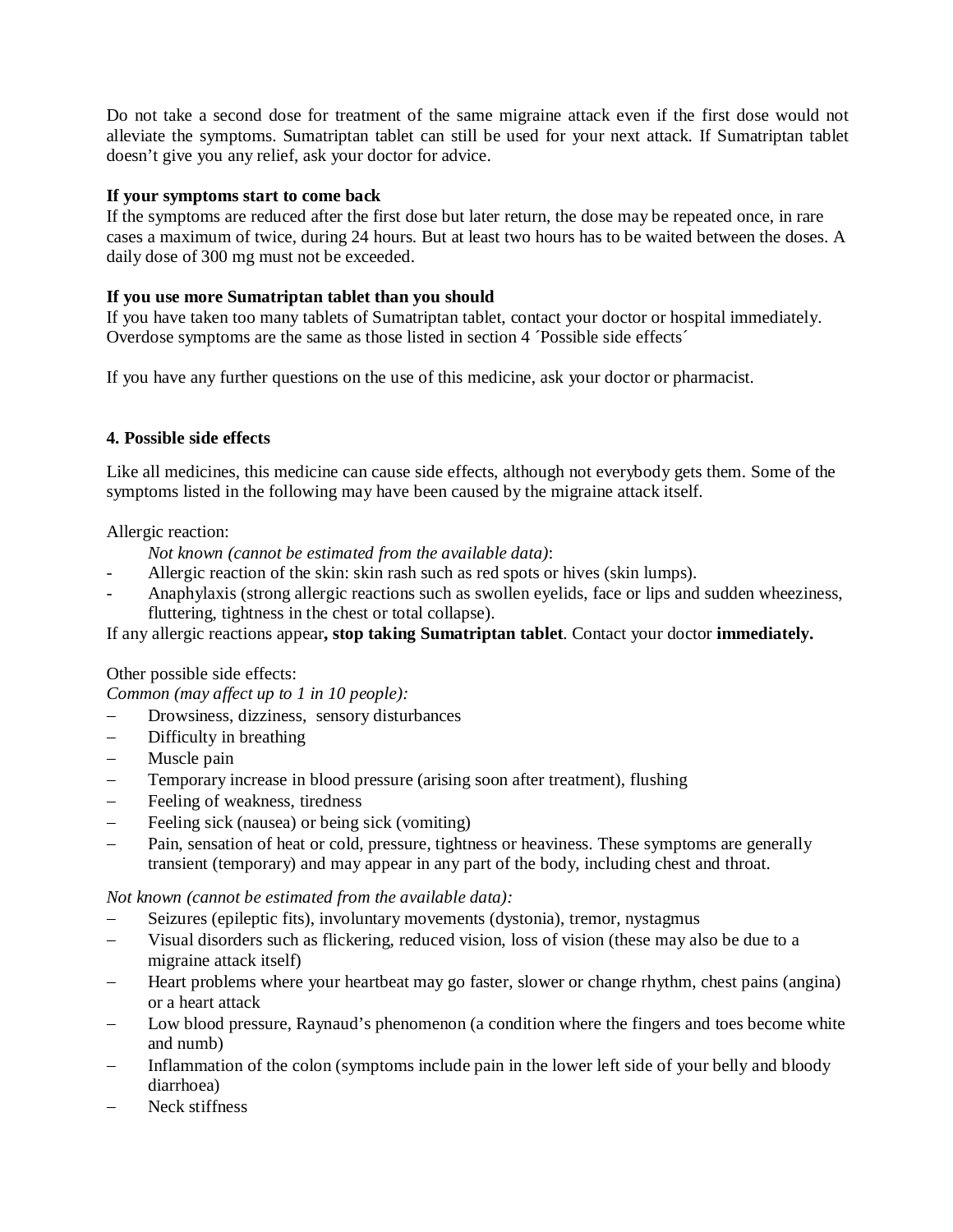Do not take a second dose for treatment of the same migraine attack even if the first dose would not alleviate the symptoms. Sumatriptan tablet can still be used for your next attack. If Sumatriptan tablet doesn't give you any relief, ask your doctor for advice.

**If your symptoms start to come back**

If the symptoms are reduced after the first dose but later return, the dose may be repeated once, in rare cases a maximum of twice, during 24 hours. But at least two hours has to be waited between the doses. A daily dose of 300 mg must not be exceeded.

**If you use more Sumatriptan tablet than you should**

If you have taken too many tablets of Sumatriptan tablet, contact your doctor or hospital immediately. Overdose symptoms are the same as those listed in section 4 ´Possible side effects´

If you have any further questions on the use of this medicine, ask your doctor or pharmacist.

## 4. Possible side effects

Like all medicines, this medicine can cause side effects, although not everybody gets them. Some of the symptoms listed in the following may have been caused by the migraine attack itself.

Allergic reaction:

*Not known (cannot be estimated from the available data)*:

- Allergic reaction of the skin: skin rash such as red spots or hives (skin lumps).
- Anaphylaxis (strong allergic reactions such as swollen eyelids, face or lips and sudden wheeziness, fluttering, tightness in the chest or total collapse).

If any allergic reactions appear**, stop taking Sumatriptan tablet**. Contact your doctor **immediately.**

Other possible side effects:

*Common (may affect up to 1 in 10 people):*

- Drowsiness, dizziness, sensory disturbances
- Difficulty in breathing
- Muscle pain
- Temporary increase in blood pressure (arising soon after treatment), flushing
- Feeling of weakness, tiredness
- Feeling sick (nausea) or being sick (vomiting)
- Pain, sensation of heat or cold, pressure, tightness or heaviness. These symptoms are generally transient (temporary) and may appear in any part of the body, including chest and throat.

*Not known (cannot be estimated from the available data):*

- Seizures (epileptic fits), involuntary movements (dystonia), tremor, nystagmus
- Visual disorders such as flickering, reduced vision, loss of vision (these may also be due to a migraine attack itself)
- Heart problems where your heartbeat may go faster, slower or change rhythm, chest pains (angina) or a heart attack
- Low blood pressure, Raynaud's phenomenon (a condition where the fingers and toes become white and numb)
- Inflammation of the colon (symptoms include pain in the lower left side of your belly and bloody diarrhoea)
- Neck stiffness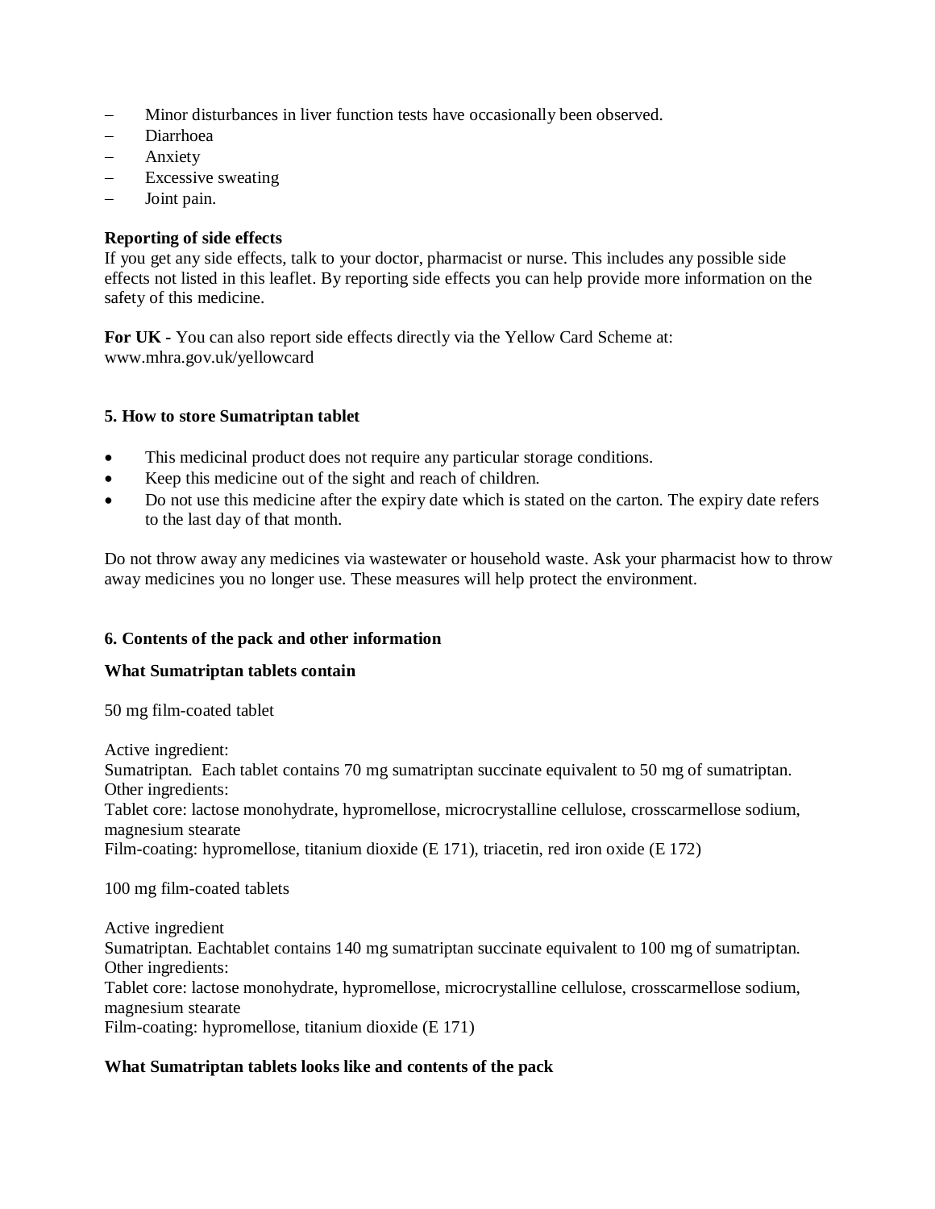- Minor disturbances in liver function tests have occasionally been observed.
- Diarrhoea
- Anxiety
- Excessive sweating
- Joint pain.

**Reporting of side effects**
If you get any side effects, talk to your doctor, pharmacist or nurse. This includes any possible side effects not listed in this leaflet. By reporting side effects you can help provide more information on the safety of this medicine.

**For UK -** You can also report side effects directly via the Yellow Card Scheme at: www.mhra.gov.uk/yellowcard

**5. How to store Sumatriptan tablet**

- This medicinal product does not require any particular storage conditions.
- Keep this medicine out of the sight and reach of children.
- Do not use this medicine after the expiry date which is stated on the carton. The expiry date refers to the last day of that month.

Do not throw away any medicines via wastewater or household waste. Ask your pharmacist how to throw away medicines you no longer use. These measures will help protect the environment.

**6. Contents of the pack and other information**

**What Sumatriptan tablets contain**

50 mg film-coated tablet

Active ingredient:
Sumatriptan. Each tablet contains 70 mg sumatriptan succinate equivalent to 50 mg of sumatriptan.
Other ingredients:
Tablet core: lactose monohydrate, hypromellose, microcrystalline cellulose, crosscarmellose sodium, magnesium stearate
Film-coating: hypromellose, titanium dioxide (E 171), triacetin, red iron oxide (E 172)

100 mg film-coated tablets

Active ingredient
Sumatriptan. Eachtablet contains 140 mg sumatriptan succinate equivalent to 100 mg of sumatriptan.
Other ingredients:
Tablet core: lactose monohydrate, hypromellose, microcrystalline cellulose, crosscarmellose sodium, magnesium stearate
Film-coating: hypromellose, titanium dioxide (E 171)

**What Sumatriptan tablets looks like and contents of the pack**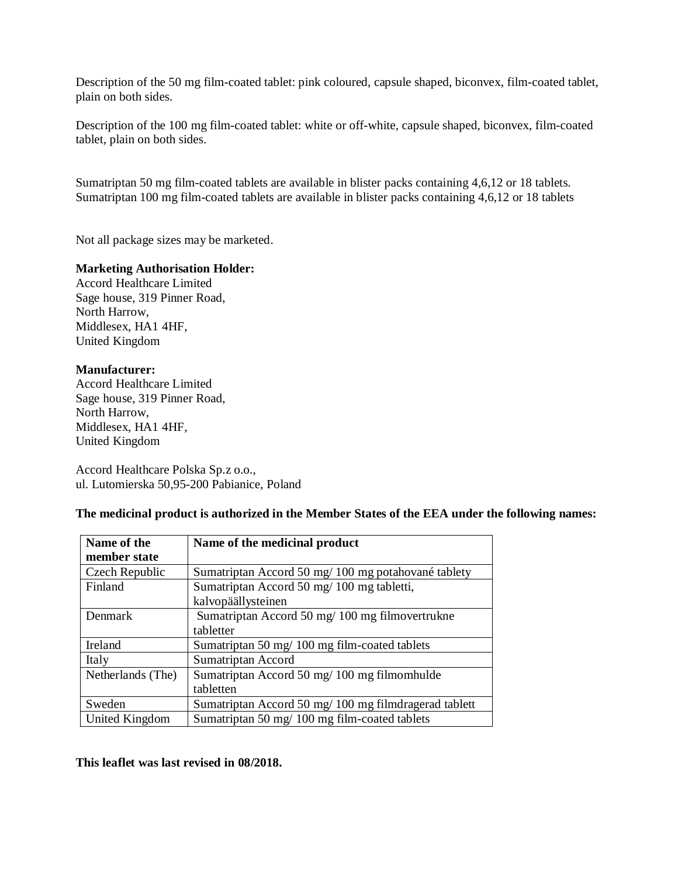Description of the 50 mg film-coated tablet: pink coloured, capsule shaped, biconvex, film-coated tablet, plain on both sides.

Description of the 100 mg film-coated tablet: white or off-white, capsule shaped, biconvex, film-coated tablet, plain on both sides.

Sumatriptan 50 mg film-coated tablets are available in blister packs containing 4,6,12 or 18 tablets.
Sumatriptan 100 mg film-coated tablets are available in blister packs containing 4,6,12 or 18 tablets

Not all package sizes may be marketed.

**Marketing Authorisation Holder:**
Accord Healthcare Limited
Sage house, 319 Pinner Road,
North Harrow,
Middlesex, HA1 4HF,
United Kingdom

**Manufacturer:**
Accord Healthcare Limited
Sage house, 319 Pinner Road,
North Harrow,
Middlesex, HA1 4HF,
United Kingdom

Accord Healthcare Polska Sp.z o.o.,
ul. Lutomierska 50,95-200 Pabianice, Poland

**The medicinal product is authorized in the Member States of the EEA under the following names:**

| Name of the member state | Name of the medicinal product |
|---|---|
| Czech Republic | Sumatriptan Accord 50 mg/ 100 mg potahované tablety |
| Finland | Sumatriptan Accord 50 mg/ 100 mg tabletti, kalvopäällysteinen |
| Denmark | Sumatriptan Accord 50 mg/ 100 mg filmovertrukne tabletter |
| Ireland | Sumatriptan 50 mg/ 100 mg film-coated tablets |
| Italy | Sumatriptan Accord |
| Netherlands (The) | Sumatriptan Accord 50 mg/ 100 mg filmomhulde tabletten |
| Sweden | Sumatriptan Accord 50 mg/ 100 mg filmdragerad tablett |
| United Kingdom | Sumatriptan 50 mg/ 100 mg film-coated tablets |

**This leaflet was last revised in 08/2018.**